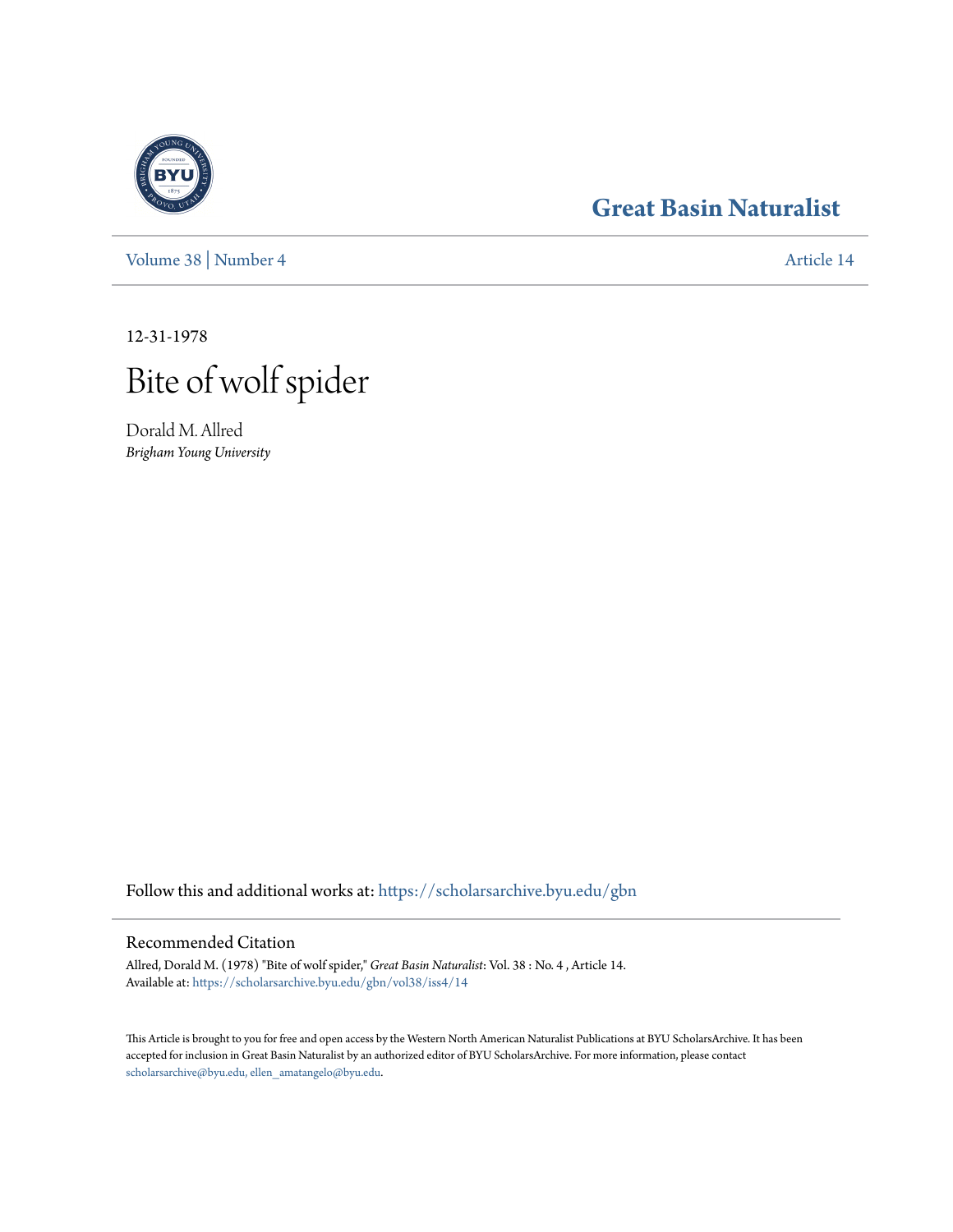Great Basin Naturalist

Volume 38 | Number 4 — Article 14

12-31-1978

# Bite of wolf spider

Dorald M. Allred
*Brigham Young University*

Follow this and additional works at: https://scholarsarchive.byu.edu/gbn

## Recommended Citation

Allred, Dorald M. (1978) "Bite of wolf spider," *Great Basin Naturalist*: Vol. 38 : No. 4 , Article 14.
Available at: https://scholarsarchive.byu.edu/gbn/vol38/iss4/14

This Article is brought to you for free and open access by the Western North American Naturalist Publications at BYU ScholarsArchive. It has been accepted for inclusion in Great Basin Naturalist by an authorized editor of BYU ScholarsArchive. For more information, please contact scholarsarchive@byu.edu, ellen_amatangelo@byu.edu.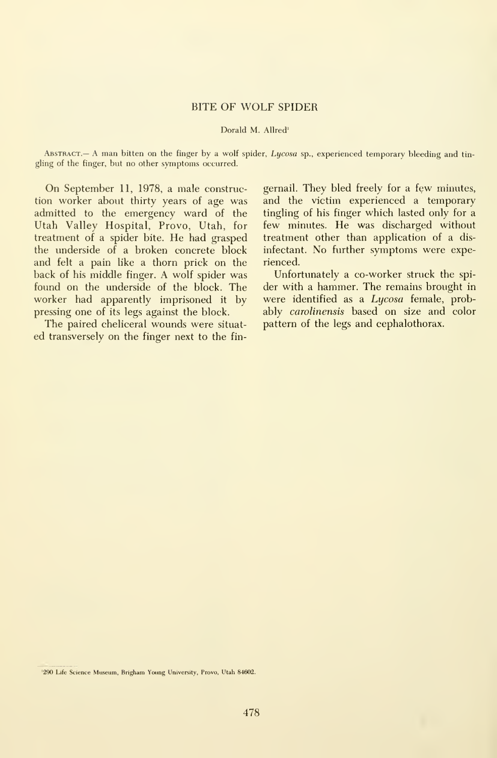# BITE OF WOLF SPIDER

Dorald M. Allred[1]

ABSTRACT.— A man bitten on the finger by a wolf spider, *Lycosa* sp., experienced temporary bleeding and tingling of the finger, but no other symptoms occurred.

On September 11, 1978, a male construction worker about thirty years of age was admitted to the emergency ward of the Utah Valley Hospital, Provo, Utah, for treatment of a spider bite. He had grasped the underside of a broken concrete block and felt a pain like a thorn prick on the back of his middle finger. A wolf spider was found on the underside of the block. The worker had apparently imprisoned it by pressing one of its legs against the block.

The paired cheliceral wounds were situated transversely on the finger next to the fingernail. They bled freely for a few minutes, and the victim experienced a temporary tingling of his finger which lasted only for a few minutes. He was discharged without treatment other than application of a disinfectant. No further symptoms were experienced.

Unfortunately a co-worker struck the spider with a hammer. The remains brought in were identified as a *Lycosa* female, probably *carolinensis* based on size and color pattern of the legs and cephalothorax.

[1]290 Life Science Museum, Brigham Young University, Provo, Utah 84602.